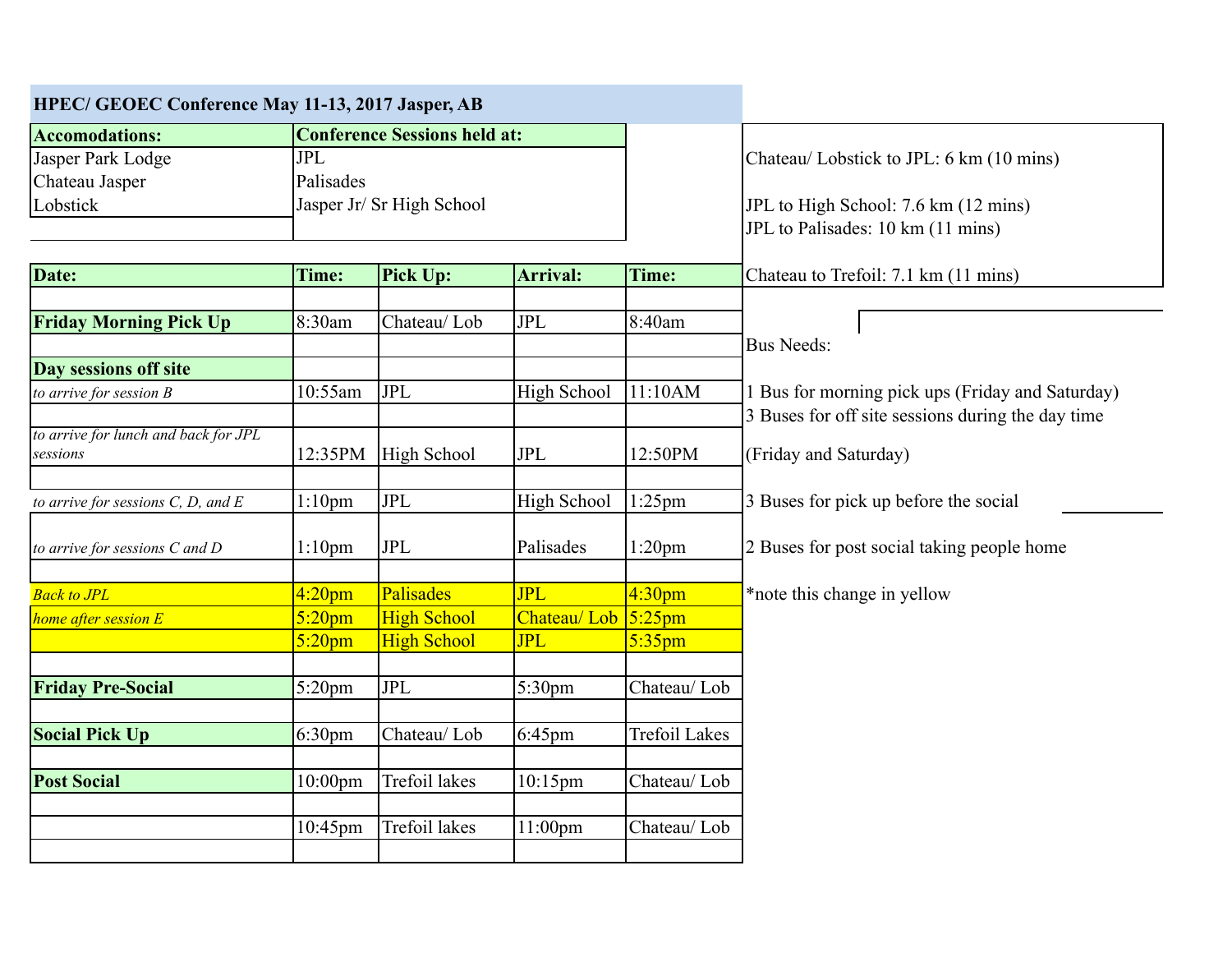# HPEC/ GEOEC Conference May 11-13, 2017 Jasper, AB

| Accomodations: | Conference Sessions held at: |
|---|---|
| Jasper Park Lodge | JPL |
| Chateau Jasper | Palisades |
| Lobstick | Jasper Jr/ Sr High School |

Chateau/ Lobstick to JPL: 6 km (10 mins)

JPL to High School: 7.6 km (12 mins)
JPL to Palisades: 10 km (11 mins)

Chateau to Trefoil: 7.1 km (11 mins)

| Date: | Time: | Pick Up: | Arrival: | Time: |
|---|---|---|---|---|
| **Friday Morning Pick Up** | 8:30am | Chateau/ Lob | JPL | 8:40am |
| **Day sessions off site** | | | | |
| *to arrive for session B* | 10:55am | JPL | High School | 11:10AM |
| *to arrive for lunch and back for JPL sessions* | 12:35PM | High School | JPL | 12:50PM |
| *to arrive for sessions C, D, and E* | 1:10pm | JPL | High School | 1:25pm |
| *to arrive for sessions C and D* | 1:10pm | JPL | Palisades | 1:20pm |
| *Back to JPL* | 4:20pm | Palisades | JPL | 4:30pm |
| *home after session E* | 5:20pm | High School | Chateau/ Lob | 5:25pm |
| | 5:20pm | High School | JPL | 5:35pm |
| **Friday Pre-Social** | 5:20pm | JPL | 5:30pm | Chateau/ Lob |
| **Social Pick Up** | 6:30pm | Chateau/ Lob | 6:45pm | Trefoil Lakes |
| **Post Social** | 10:00pm | Trefoil lakes | 10:15pm | Chateau/ Lob |
| | 10:45pm | Trefoil lakes | 11:00pm | Chateau/ Lob |

Bus Needs:

1 Bus for morning pick ups (Friday and Saturday)
3 Buses for off site sessions during the day time (Friday and Saturday)

3 Buses for pick up before the social

2 Buses for post social taking people home

*note this change in yellow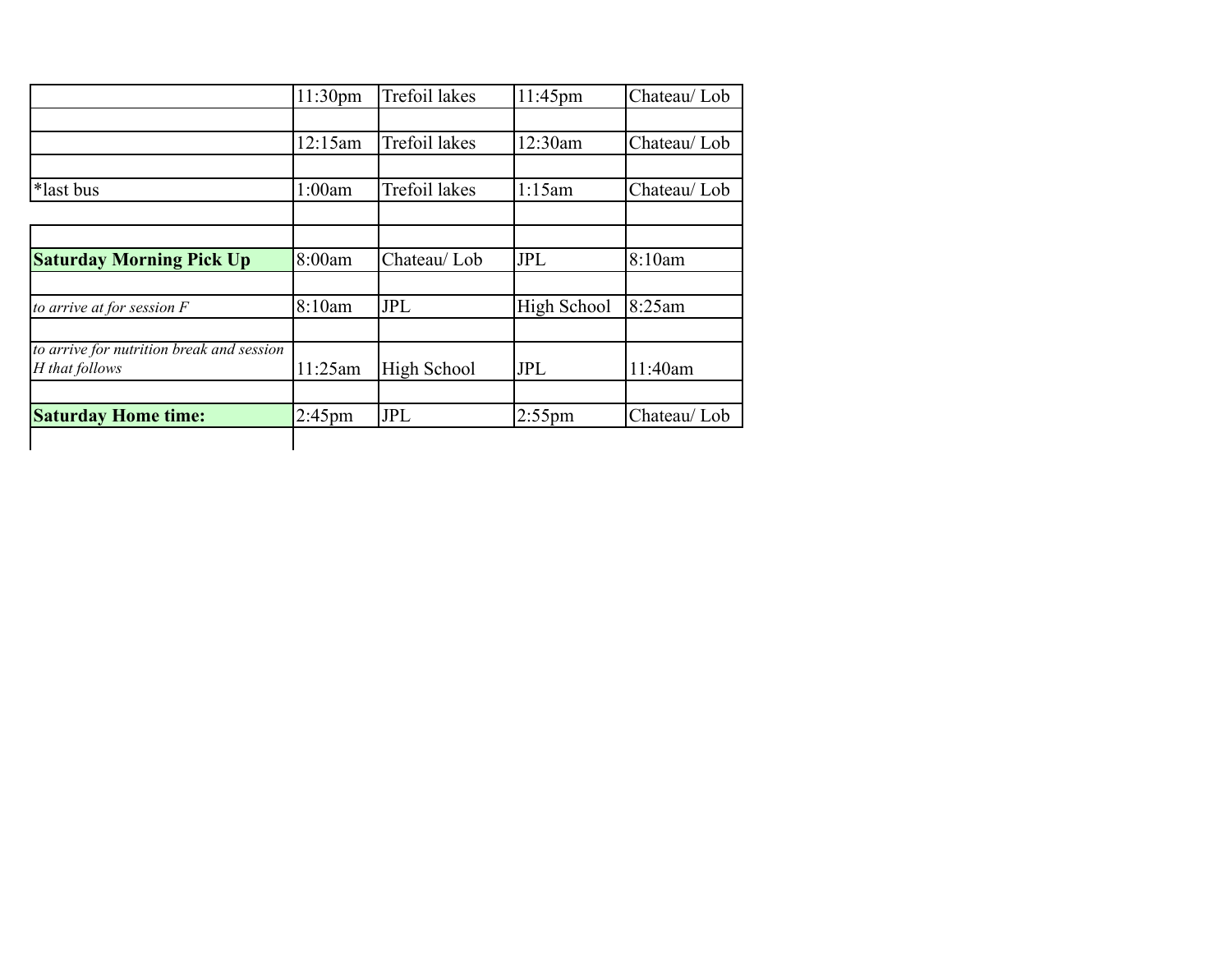| | | | | |
|---|---|---|---|---|
| | 11:30pm | Trefoil lakes | 11:45pm | Chateau/ Lob |
| | | | | |
| | 12:15am | Trefoil lakes | 12:30am | Chateau/ Lob |
| | | | | |
| *last bus | 1:00am | Trefoil lakes | 1:15am | Chateau/ Lob |
| | | | | |
| | | | | |
| **Saturday Morning Pick Up** | 8:00am | Chateau/ Lob | JPL | 8:10am |
| | | | | |
| *to arrive at for session F* | 8:10am | JPL | High School | 8:25am |
| | | | | |
| *to arrive for nutrition break and session H that follows* | 11:25am | High School | JPL | 11:40am |
| | | | | |
| **Saturday Home time:** | 2:45pm | JPL | 2:55pm | Chateau/ Lob |
| | | | | |